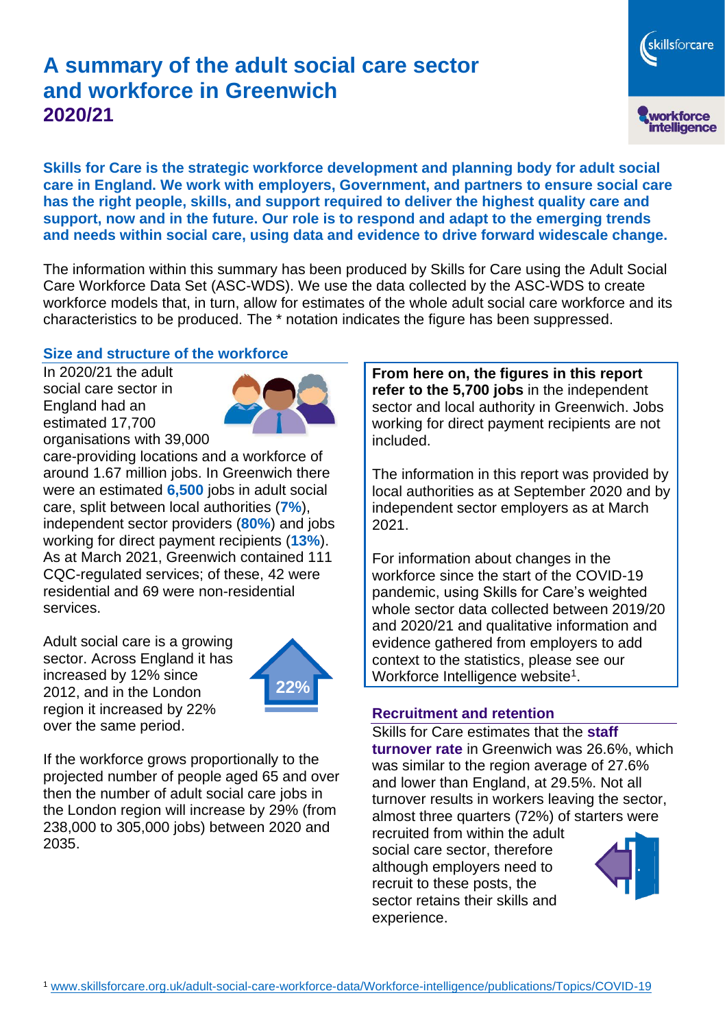# A summary of the adult social care sector and workforce in Greenwich
## 2020/21

**Skills for Care is the strategic workforce development and planning body for adult social care in England. We work with employers, Government, and partners to ensure social care has the right people, skills, and support required to deliver the highest quality care and support, now and in the future. Our role is to respond and adapt to the emerging trends and needs within social care, using data and evidence to drive forward widescale change.**

The information within this summary has been produced by Skills for Care using the Adult Social Care Workforce Data Set (ASC-WDS). We use the data collected by the ASC-WDS to create workforce models that, in turn, allow for estimates of the whole adult social care workforce and its characteristics to be produced. The * notation indicates the figure has been suppressed.

### Size and structure of the workforce

In 2020/21 the adult social care sector in England had an estimated 17,700 organisations with 39,000 care-providing locations and a workforce of around 1.67 million jobs. In Greenwich there were an estimated **6,500** jobs in adult social care, split between local authorities (**7%**), independent sector providers (**80%**) and jobs working for direct payment recipients (**13%**). As at March 2021, Greenwich contained 111 CQC-regulated services; of these, 42 were residential and 69 were non-residential services.

Adult social care is a growing sector. Across England it has increased by 12% since 2012, and in the London region it increased by 22% over the same period.

22%

If the workforce grows proportionally to the projected number of people aged 65 and over then the number of adult social care jobs in the London region will increase by 29% (from 238,000 to 305,000 jobs) between 2020 and 2035.

**From here on, the figures in this report refer to the 5,700 jobs** in the independent sector and local authority in Greenwich. Jobs working for direct payment recipients are not included.

The information in this report was provided by local authorities as at September 2020 and by independent sector employers as at March 2021.

For information about changes in the workforce since the start of the COVID-19 pandemic, using Skills for Care's weighted whole sector data collected between 2019/20 and 2020/21 and qualitative information and evidence gathered from employers to add context to the statistics, please see our Workforce Intelligence website[1].

### Recruitment and retention

Skills for Care estimates that the **staff turnover rate** in Greenwich was 26.6%, which was similar to the region average of 27.6% and lower than England, at 29.5%. Not all turnover results in workers leaving the sector, almost three quarters (72%) of starters were recruited from within the adult social care sector, therefore although employers need to recruit to these posts, the sector retains their skills and experience.

[1] www.skillsforcare.org.uk/adult-social-care-workforce-data/Workforce-intelligence/publications/Topics/COVID-19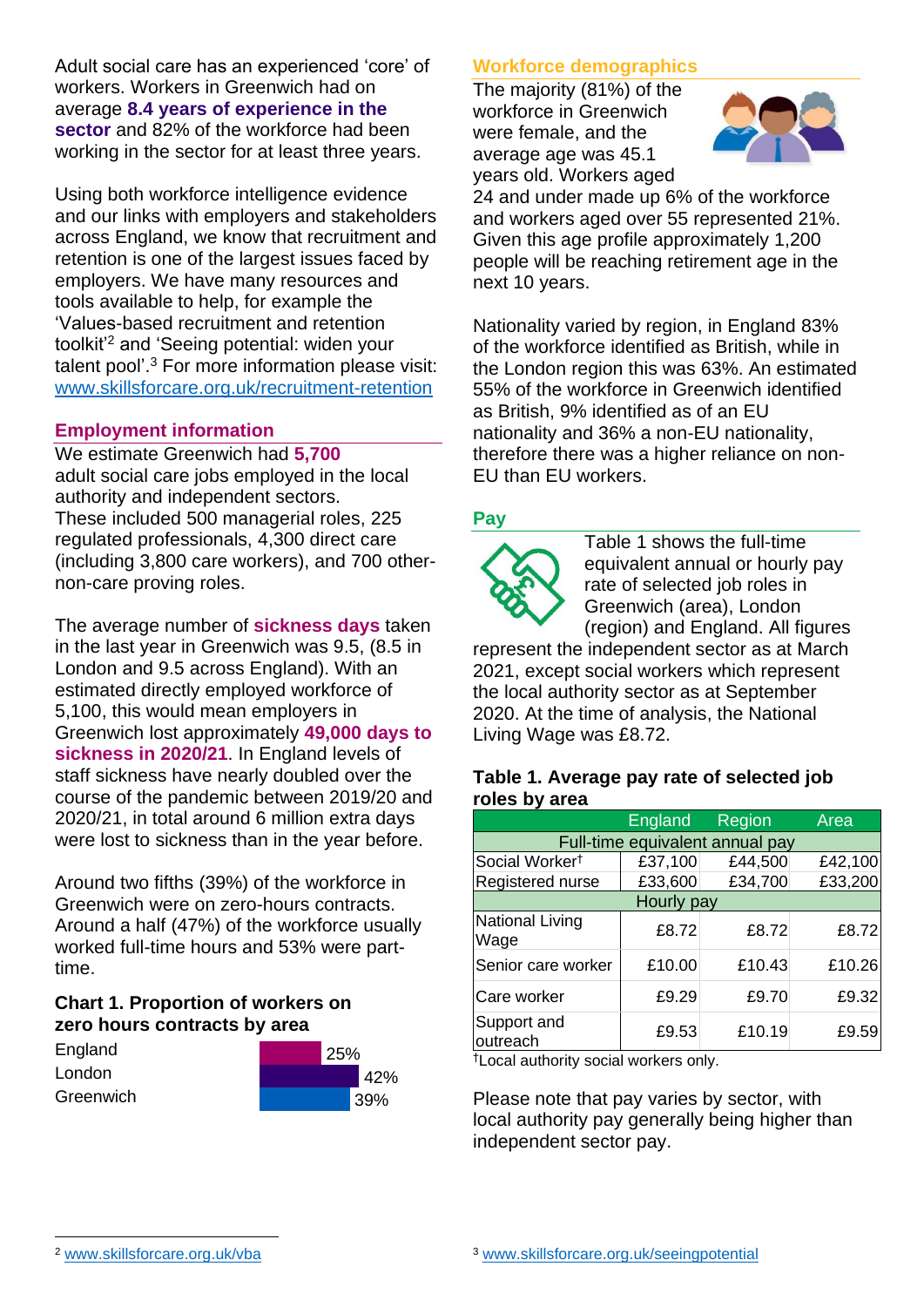Adult social care has an experienced 'core' of workers. Workers in Greenwich had on average **8.4 years of experience in the sector** and 82% of the workforce had been working in the sector for at least three years.

Using both workforce intelligence evidence and our links with employers and stakeholders across England, we know that recruitment and retention is one of the largest issues faced by employers. We have many resources and tools available to help, for example the 'Values-based recruitment and retention toolkit'[2] and 'Seeing potential: widen your talent pool'.[3] For more information please visit: www.skillsforcare.org.uk/recruitment-retention

## Employment information

We estimate Greenwich had **5,700** adult social care jobs employed in the local authority and independent sectors. These included 500 managerial roles, 225 regulated professionals, 4,300 direct care (including 3,800 care workers), and 700 other-non-care proving roles.

The average number of **sickness days** taken in the last year in Greenwich was 9.5, (8.5 in London and 9.5 across England). With an estimated directly employed workforce of 5,100, this would mean employers in Greenwich lost approximately **49,000 days to sickness in 2020/21**. In England levels of staff sickness have nearly doubled over the course of the pandemic between 2019/20 and 2020/21, in total around 6 million extra days were lost to sickness than in the year before.

Around two fifths (39%) of the workforce in Greenwich were on zero-hours contracts. Around a half (47%) of the workforce usually worked full-time hours and 53% were part-time.

### Chart 1. Proportion of workers on zero hours contracts by area

| Area | Proportion |
|---|---|
| England | 25% |
| London | 42% |
| Greenwich | 39% |

## Workforce demographics

The majority (81%) of the workforce in Greenwich were female, and the average age was 45.1 years old. Workers aged 24 and under made up 6% of the workforce and workers aged over 55 represented 21%. Given this age profile approximately 1,200 people will be reaching retirement age in the next 10 years.

Nationality varied by region, in England 83% of the workforce identified as British, while in the London region this was 63%. An estimated 55% of the workforce in Greenwich identified as British, 9% identified as of an EU nationality and 36% a non-EU nationality, therefore there was a higher reliance on non-EU than EU workers.

## Pay

Table 1 shows the full-time equivalent annual or hourly pay rate of selected job roles in Greenwich (area), London (region) and England. All figures represent the independent sector as at March 2021, except social workers which represent the local authority sector as at September 2020. At the time of analysis, the National Living Wage was £8.72.

### Table 1. Average pay rate of selected job roles by area

| | England | Region | Area |
|---|---|---|---|
| **Full-time equivalent annual pay** | | | |
| Social Worker† | £37,100 | £44,500 | £42,100 |
| Registered nurse | £33,600 | £34,700 | £33,200 |
| **Hourly pay** | | | |
| National Living Wage | £8.72 | £8.72 | £8.72 |
| Senior care worker | £10.00 | £10.43 | £10.26 |
| Care worker | £9.29 | £9.70 | £9.32 |
| Support and outreach | £9.53 | £10.19 | £9.59 |

†Local authority social workers only.

Please note that pay varies by sector, with local authority pay generally being higher than independent sector pay.

[2] www.skillsforcare.org.uk/vba

[3] www.skillsforcare.org.uk/seeingpotential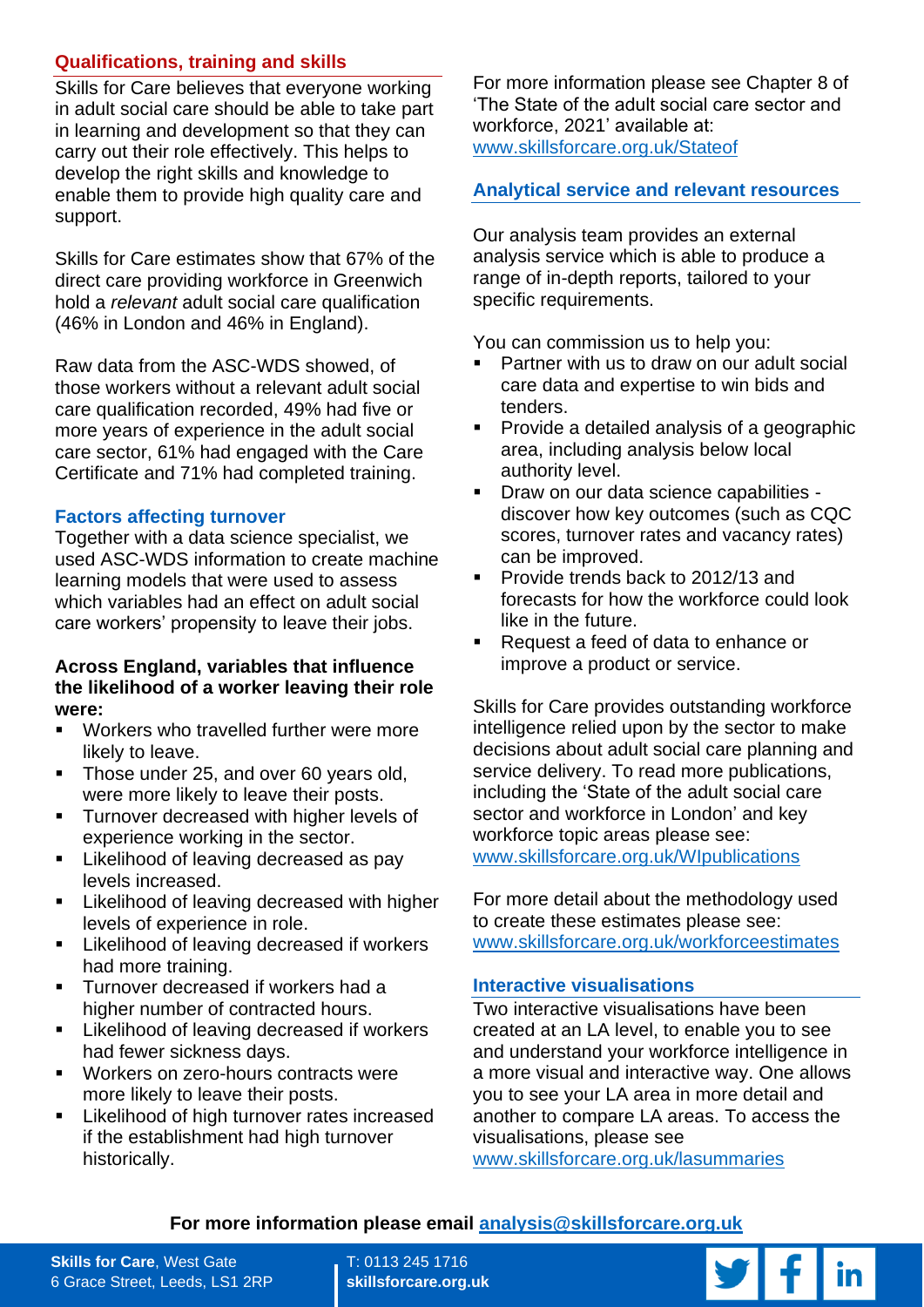## Qualifications, training and skills

Skills for Care believes that everyone working in adult social care should be able to take part in learning and development so that they can carry out their role effectively. This helps to develop the right skills and knowledge to enable them to provide high quality care and support.

Skills for Care estimates show that 67% of the direct care providing workforce in Greenwich hold a *relevant* adult social care qualification (46% in London and 46% in England).

Raw data from the ASC-WDS showed, of those workers without a relevant adult social care qualification recorded, 49% had five or more years of experience in the adult social care sector, 61% had engaged with the Care Certificate and 71% had completed training.

## Factors affecting turnover

Together with a data science specialist, we used ASC-WDS information to create machine learning models that were used to assess which variables had an effect on adult social care workers' propensity to leave their jobs.

**Across England, variables that influence the likelihood of a worker leaving their role were:**

- Workers who travelled further were more likely to leave.
- Those under 25, and over 60 years old, were more likely to leave their posts.
- Turnover decreased with higher levels of experience working in the sector.
- Likelihood of leaving decreased as pay levels increased.
- Likelihood of leaving decreased with higher levels of experience in role.
- Likelihood of leaving decreased if workers had more training.
- Turnover decreased if workers had a higher number of contracted hours.
- Likelihood of leaving decreased if workers had fewer sickness days.
- Workers on zero-hours contracts were more likely to leave their posts.
- Likelihood of high turnover rates increased if the establishment had high turnover historically.

For more information please see Chapter 8 of 'The State of the adult social care sector and workforce, 2021' available at: www.skillsforcare.org.uk/Stateof

## Analytical service and relevant resources

Our analysis team provides an external analysis service which is able to produce a range of in-depth reports, tailored to your specific requirements.

You can commission us to help you:

- Partner with us to draw on our adult social care data and expertise to win bids and tenders.
- Provide a detailed analysis of a geographic area, including analysis below local authority level.
- Draw on our data science capabilities - discover how key outcomes (such as CQC scores, turnover rates and vacancy rates) can be improved.
- Provide trends back to 2012/13 and forecasts for how the workforce could look like in the future.
- Request a feed of data to enhance or improve a product or service.

Skills for Care provides outstanding workforce intelligence relied upon by the sector to make decisions about adult social care planning and service delivery. To read more publications, including the 'State of the adult social care sector and workforce in London' and key workforce topic areas please see: www.skillsforcare.org.uk/WIpublications

For more detail about the methodology used to create these estimates please see: www.skillsforcare.org.uk/workforceestimates

## Interactive visualisations

Two interactive visualisations have been created at an LA level, to enable you to see and understand your workforce intelligence in a more visual and interactive way. One allows you to see your LA area in more detail and another to compare LA areas. To access the visualisations, please see www.skillsforcare.org.uk/lasummaries

**For more information please email analysis@skillsforcare.org.uk**

**Skills for Care**, West Gate
6 Grace Street, Leeds, LS1 2RP

T: 0113 245 1716
**skillsforcare.org.uk**